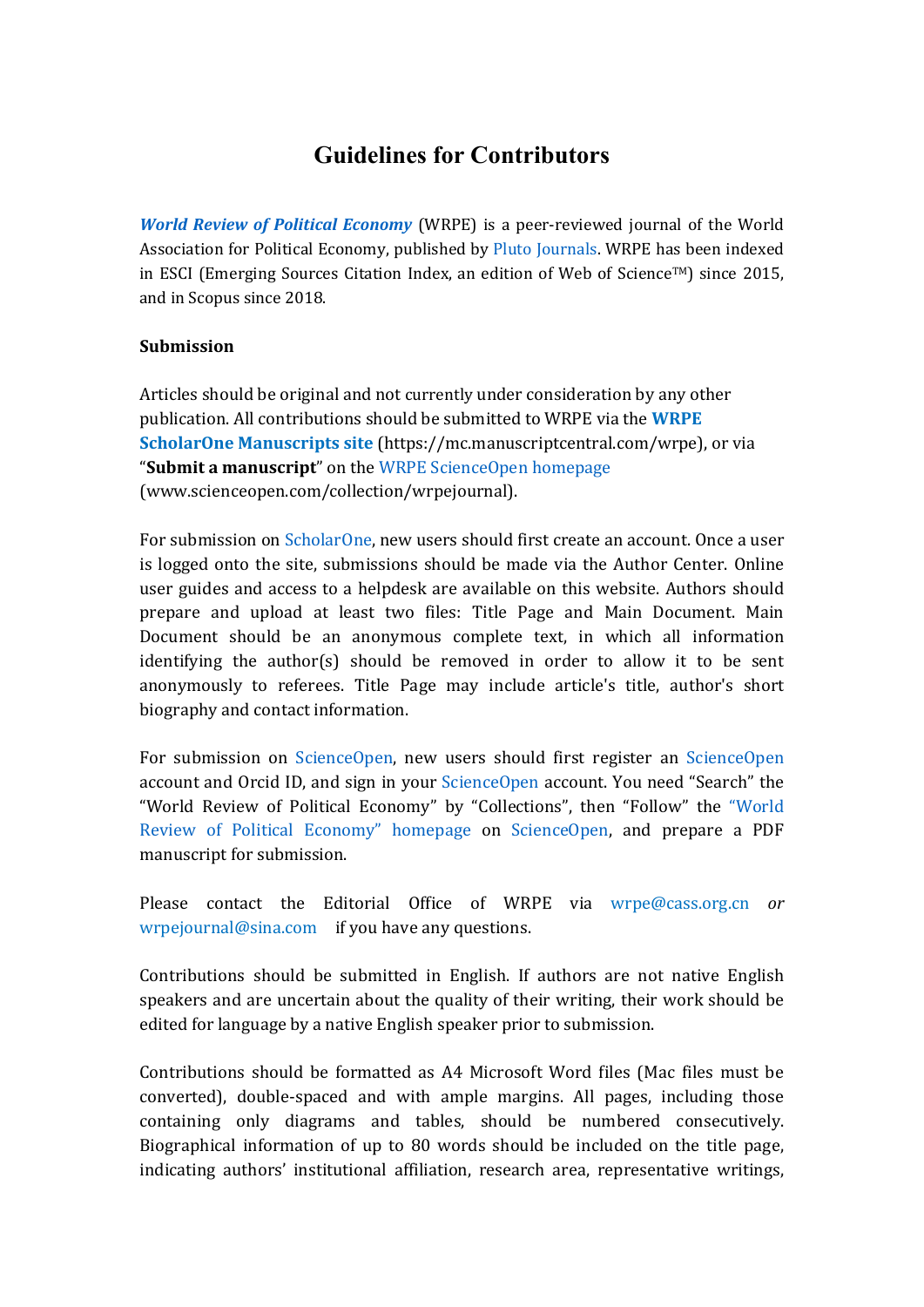# Guidelines for Contributors

***World Review of Political Economy*** (WRPE) is a peer-reviewed journal of the World Association for Political Economy, published by Pluto Journals. WRPE has been indexed in ESCI (Emerging Sources Citation Index, an edition of Web of Science™) since 2015, and in Scopus since 2018.

**Submission**

Articles should be original and not currently under consideration by any other publication. All contributions should be submitted to WRPE via the **WRPE ScholarOne Manuscripts site** (https://mc.manuscriptcentral.com/wrpe), or via "**Submit a manuscript**" on the WRPE ScienceOpen homepage (www.scienceopen.com/collection/wrpejournal).

For submission on ScholarOne, new users should first create an account. Once a user is logged onto the site, submissions should be made via the Author Center. Online user guides and access to a helpdesk are available on this website. Authors should prepare and upload at least two files: Title Page and Main Document. Main Document should be an anonymous complete text, in which all information identifying the author(s) should be removed in order to allow it to be sent anonymously to referees. Title Page may include article's title, author's short biography and contact information.

For submission on ScienceOpen, new users should first register an ScienceOpen account and Orcid ID, and sign in your ScienceOpen account. You need "Search" the "World Review of Political Economy" by "Collections", then "Follow" the "World Review of Political Economy" homepage on ScienceOpen, and prepare a PDF manuscript for submission.

Please contact the Editorial Office of WRPE via wrpe@cass.org.cn *or* wrpejournal@sina.com if you have any questions.

Contributions should be submitted in English. If authors are not native English speakers and are uncertain about the quality of their writing, their work should be edited for language by a native English speaker prior to submission.

Contributions should be formatted as A4 Microsoft Word files (Mac files must be converted), double-spaced and with ample margins. All pages, including those containing only diagrams and tables, should be numbered consecutively. Biographical information of up to 80 words should be included on the title page, indicating authors' institutional affiliation, research area, representative writings,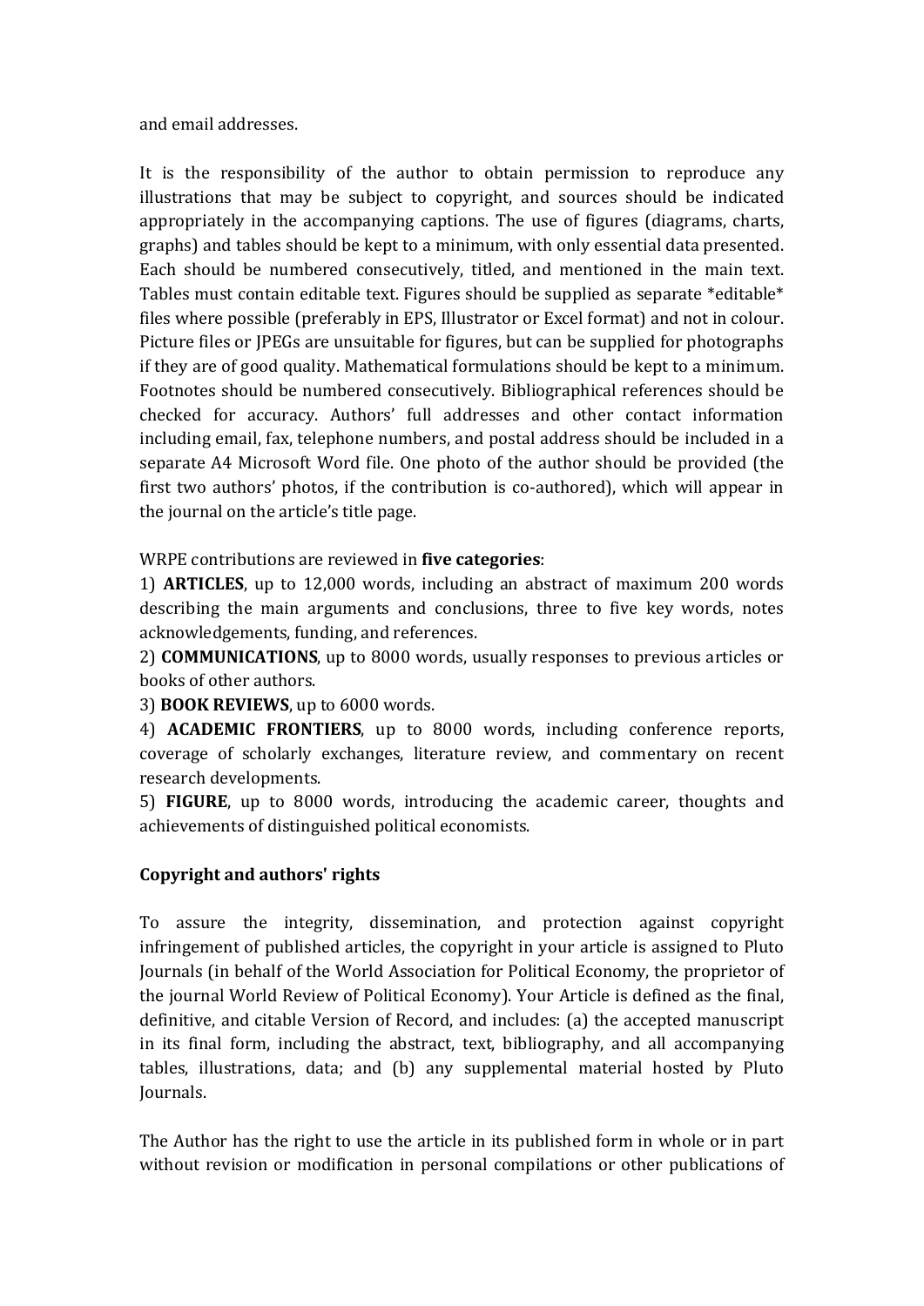and email addresses.

It is the responsibility of the author to obtain permission to reproduce any illustrations that may be subject to copyright, and sources should be indicated appropriately in the accompanying captions. The use of figures (diagrams, charts, graphs) and tables should be kept to a minimum, with only essential data presented. Each should be numbered consecutively, titled, and mentioned in the main text. Tables must contain editable text. Figures should be supplied as separate *editable* files where possible (preferably in EPS, Illustrator or Excel format) and not in colour. Picture files or JPEGs are unsuitable for figures, but can be supplied for photographs if they are of good quality. Mathematical formulations should be kept to a minimum. Footnotes should be numbered consecutively. Bibliographical references should be checked for accuracy. Authors' full addresses and other contact information including email, fax, telephone numbers, and postal address should be included in a separate A4 Microsoft Word file. One photo of the author should be provided (the first two authors' photos, if the contribution is co-authored), which will appear in the journal on the article's title page.

WRPE contributions are reviewed in **five categories**:

1) **ARTICLES**, up to 12,000 words, including an abstract of maximum 200 words describing the main arguments and conclusions, three to five key words, notes acknowledgements, funding, and references.

2) **COMMUNICATIONS**, up to 8000 words, usually responses to previous articles or books of other authors.

3) **BOOK REVIEWS**, up to 6000 words.

4) **ACADEMIC FRONTIERS**, up to 8000 words, including conference reports, coverage of scholarly exchanges, literature review, and commentary on recent research developments.

5) **FIGURE**, up to 8000 words, introducing the academic career, thoughts and achievements of distinguished political economists.

**Copyright and authors' rights**

To assure the integrity, dissemination, and protection against copyright infringement of published articles, the copyright in your article is assigned to Pluto Journals (in behalf of the World Association for Political Economy, the proprietor of the journal World Review of Political Economy). Your Article is defined as the final, definitive, and citable Version of Record, and includes: (a) the accepted manuscript in its final form, including the abstract, text, bibliography, and all accompanying tables, illustrations, data; and (b) any supplemental material hosted by Pluto Journals.

The Author has the right to use the article in its published form in whole or in part without revision or modification in personal compilations or other publications of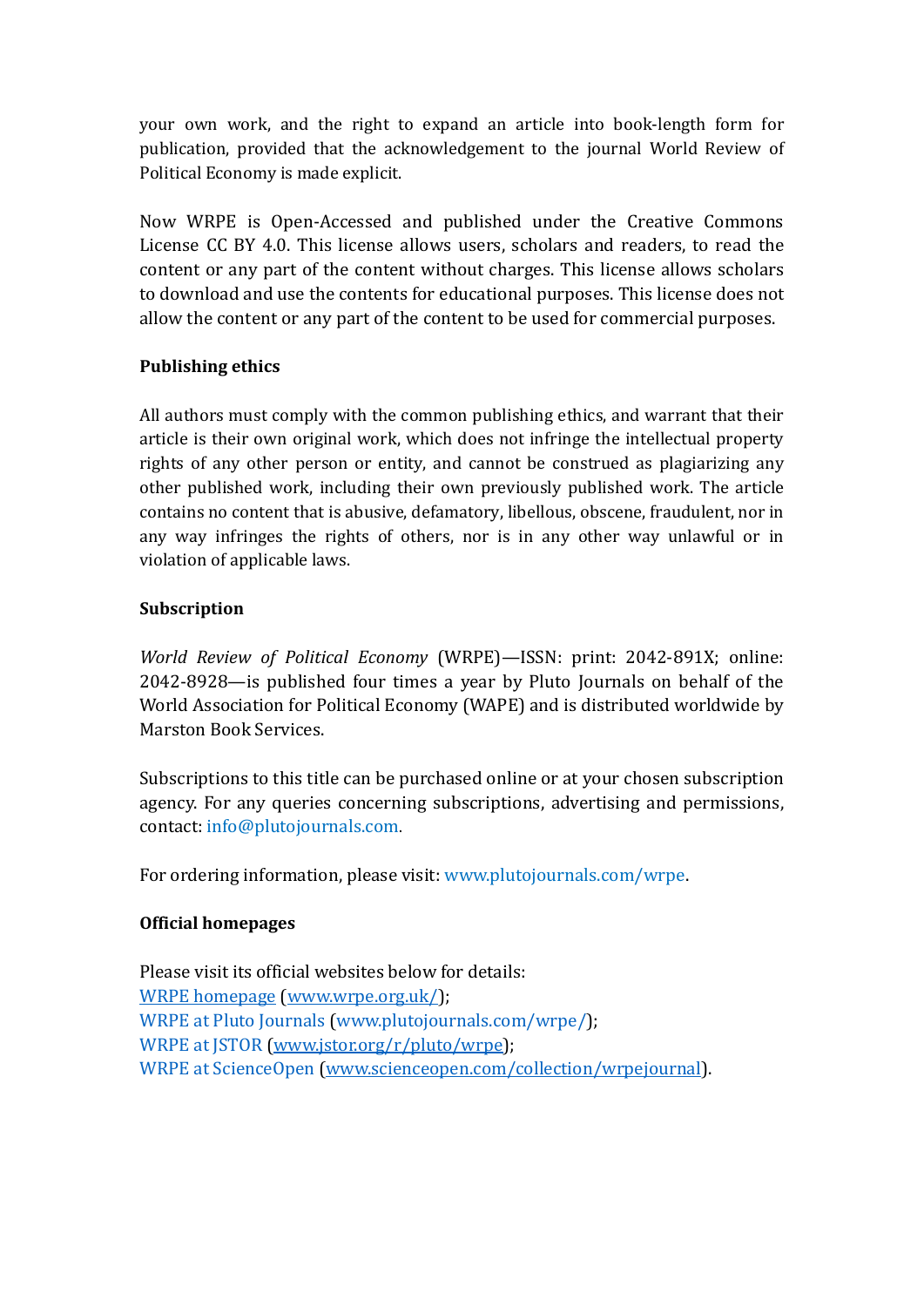your own work, and the right to expand an article into book-length form for publication, provided that the acknowledgement to the journal World Review of Political Economy is made explicit.

Now WRPE is Open-Accessed and published under the Creative Commons License CC BY 4.0. This license allows users, scholars and readers, to read the content or any part of the content without charges. This license allows scholars to download and use the contents for educational purposes. This license does not allow the content or any part of the content to be used for commercial purposes.

**Publishing ethics**

All authors must comply with the common publishing ethics, and warrant that their article is their own original work, which does not infringe the intellectual property rights of any other person or entity, and cannot be construed as plagiarizing any other published work, including their own previously published work. The article contains no content that is abusive, defamatory, libellous, obscene, fraudulent, nor in any way infringes the rights of others, nor is in any other way unlawful or in violation of applicable laws.

**Subscription**

*World Review of Political Economy* (WRPE)—ISSN: print: 2042-891X; online: 2042-8928—is published four times a year by Pluto Journals on behalf of the World Association for Political Economy (WAPE) and is distributed worldwide by Marston Book Services.

Subscriptions to this title can be purchased online or at your chosen subscription agency. For any queries concerning subscriptions, advertising and permissions, contact: info@plutojournals.com.

For ordering information, please visit: www.plutojournals.com/wrpe.

**Official homepages**

Please visit its official websites below for details:
WRPE homepage (www.wrpe.org.uk/);
WRPE at Pluto Journals (www.plutojournals.com/wrpe/);
WRPE at JSTOR (www.jstor.org/r/pluto/wrpe);
WRPE at ScienceOpen (www.scienceopen.com/collection/wrpejournal).